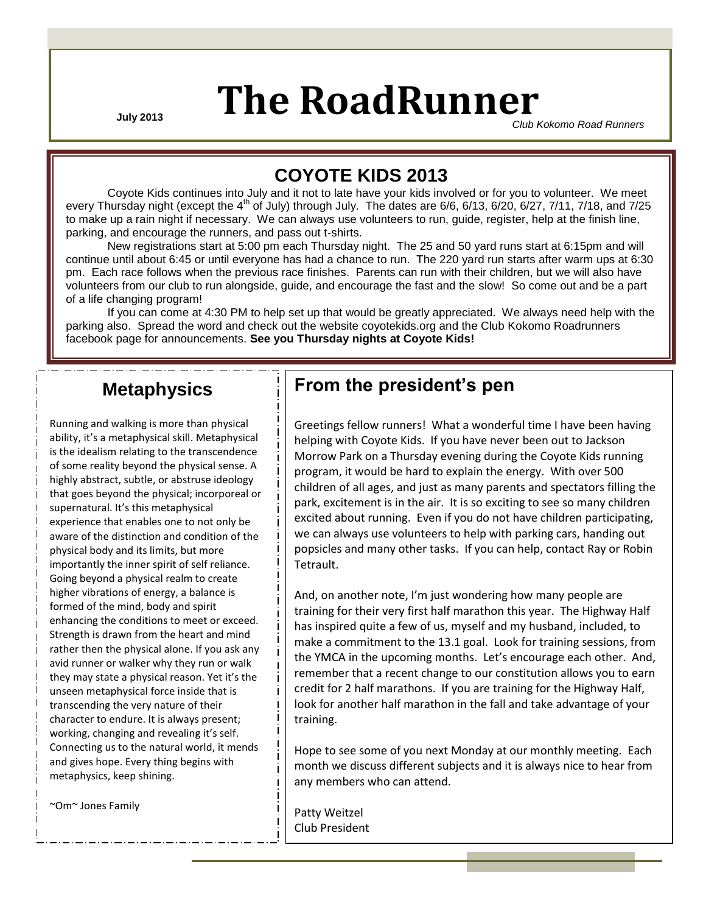July 2013

# The RoadRunner

*Club Kokomo Road Runners*

## COYOTE KIDS 2013

Coyote Kids continues into July and it not to late have your kids involved or for you to volunteer. We meet every Thursday night (except the 4th of July) through July. The dates are 6/6, 6/13, 6/20, 6/27, 7/11, 7/18, and 7/25 to make up a rain night if necessary. We can always use volunteers to run, guide, register, help at the finish line, parking, and encourage the runners, and pass out t-shirts.

New registrations start at 5:00 pm each Thursday night. The 25 and 50 yard runs start at 6:15pm and will continue until about 6:45 or until everyone has had a chance to run. The 220 yard run starts after warm ups at 6:30 pm. Each race follows when the previous race finishes. Parents can run with their children, but we will also have volunteers from our club to run alongside, guide, and encourage the fast and the slow! So come out and be a part of a life changing program!

If you can come at 4:30 PM to help set up that would be greatly appreciated. We always need help with the parking also. Spread the word and check out the website coyotekids.org and the Club Kokomo Roadrunners facebook page for announcements. **See you Thursday nights at Coyote Kids!**

## Metaphysics

Running and walking is more than physical ability, it's a metaphysical skill. Metaphysical is the idealism relating to the transcendence of some reality beyond the physical sense. A highly abstract, subtle, or abstruse ideology that goes beyond the physical; incorporeal or supernatural. It's this metaphysical experience that enables one to not only be aware of the distinction and condition of the physical body and its limits, but more importantly the inner spirit of self reliance. Going beyond a physical realm to create higher vibrations of energy, a balance is formed of the mind, body and spirit enhancing the conditions to meet or exceed. Strength is drawn from the heart and mind rather then the physical alone. If you ask any avid runner or walker why they run or walk they may state a physical reason. Yet it's the unseen metaphysical force inside that is transcending the very nature of their character to endure. It is always present; working, changing and revealing it's self. Connecting us to the natural world, it mends and gives hope. Every thing begins with metaphysics, keep shining.

~Om~ Jones Family

## From the president's pen

Greetings fellow runners! What a wonderful time I have been having helping with Coyote Kids. If you have never been out to Jackson Morrow Park on a Thursday evening during the Coyote Kids running program, it would be hard to explain the energy. With over 500 children of all ages, and just as many parents and spectators filling the park, excitement is in the air. It is so exciting to see so many children excited about running. Even if you do not have children participating, we can always use volunteers to help with parking cars, handing out popsicles and many other tasks. If you can help, contact Ray or Robin Tetrault.

And, on another note, I'm just wondering how many people are training for their very first half marathon this year. The Highway Half has inspired quite a few of us, myself and my husband, included, to make a commitment to the 13.1 goal. Look for training sessions, from the YMCA in the upcoming months. Let's encourage each other. And, remember that a recent change to our constitution allows you to earn credit for 2 half marathons. If you are training for the Highway Half, look for another half marathon in the fall and take advantage of your training.

Hope to see some of you next Monday at our monthly meeting. Each month we discuss different subjects and it is always nice to hear from any members who can attend.

Patty Weitzel
Club President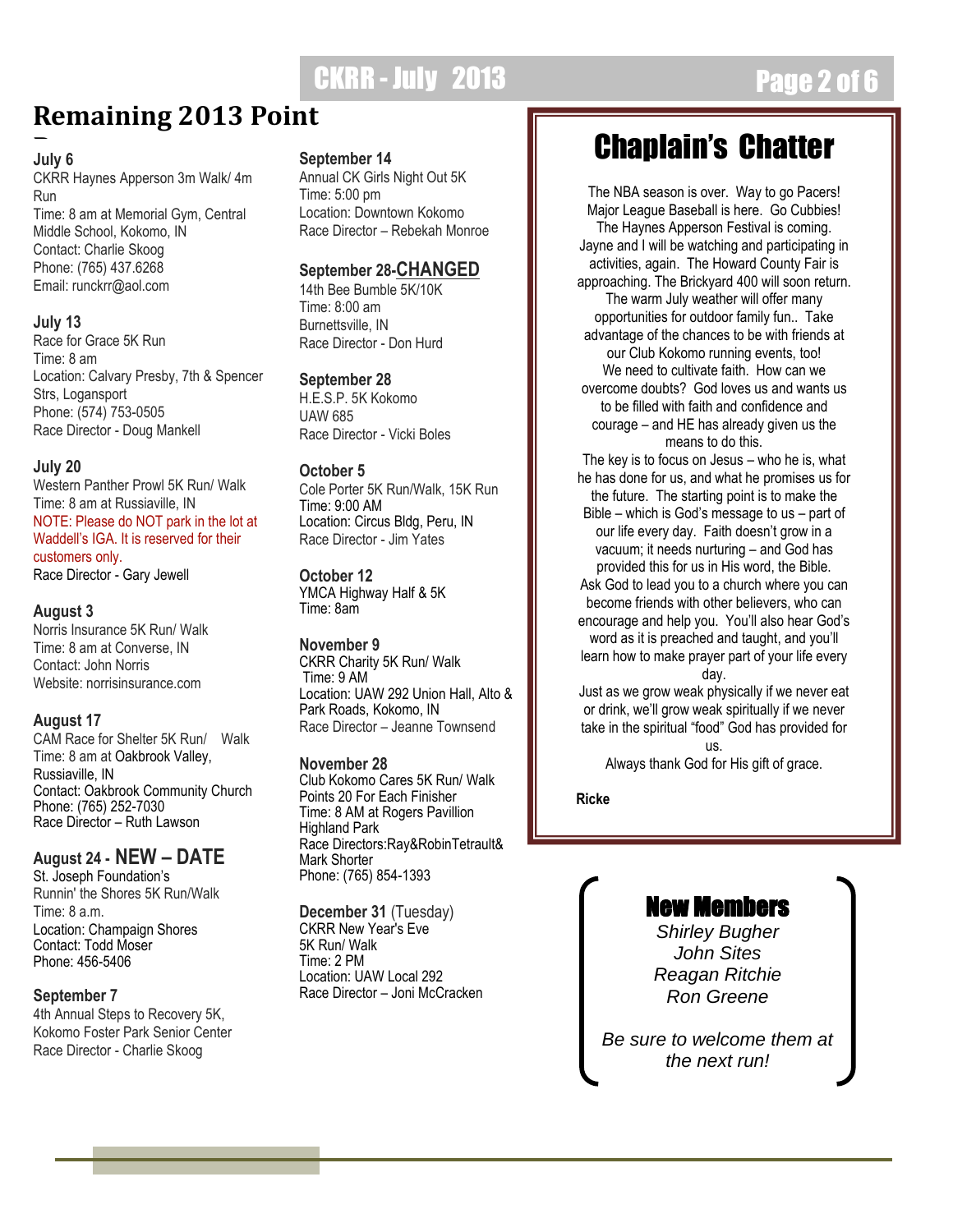# Remaining 2013 Point

**July 6**
CKRR Haynes Apperson 3m Walk/ 4m Run
Time: 8 am at Memorial Gym, Central Middle School, Kokomo, IN
Contact: Charlie Skoog
Phone: (765) 437.6268
Email: runckrr@aol.com

**July 13**
Race for Grace 5K Run
Time: 8 am
Location: Calvary Presby, 7th & Spencer Strs, Logansport
Phone: (574) 753-0505
Race Director - Doug Mankell

**July 20**
Western Panther Prowl 5K Run/ Walk
Time: 8 am at Russiaville, IN
NOTE: Please do NOT park in the lot at Waddell's IGA. It is reserved for their customers only.
Race Director - Gary Jewell

**August 3**
Norris Insurance 5K Run/ Walk
Time: 8 am at Converse, IN
Contact: John Norris
Website: norrisinsurance.com

**August 17**
CAM Race for Shelter 5K Run/ Walk
Time: 8 am at Oakbrook Valley, Russiaville, IN
Contact: Oakbrook Community Church
Phone: (765) 252-7030
Race Director – Ruth Lawson

**August 24 - NEW – DATE**
St. Joseph Foundation's
Runnin' the Shores 5K Run/Walk
Time: 8 a.m.
Location: Champaign Shores
Contact: Todd Moser
Phone: 456-5406

**September 7**
4th Annual Steps to Recovery 5K, Kokomo Foster Park Senior Center
Race Director - Charlie Skoog

**September 14**
Annual CK Girls Night Out 5K
Time: 5:00 pm
Location: Downtown Kokomo
Race Director – Rebekah Monroe

**September 28-CHANGED**
14th Bee Bumble 5K/10K
Time: 8:00 am
Burnettsville, IN
Race Director - Don Hurd

**September 28**
H.E.S.P. 5K Kokomo
UAW 685
Race Director - Vicki Boles

**October 5**
Cole Porter 5K Run/Walk, 15K Run
Time: 9:00 AM
Location: Circus Bldg, Peru, IN
Race Director - Jim Yates

**October 12**
YMCA Highway Half & 5K
Time: 8am

**November 9**
CKRR Charity 5K Run/ Walk
Time: 9 AM
Location: UAW 292 Union Hall, Alto & Park Roads, Kokomo, IN
Race Director – Jeanne Townsend

**November 28**
Club Kokomo Cares 5K Run/ Walk
Points 20 For Each Finisher
Time: 8 AM at Rogers Pavillion Highland Park
Race Directors:Ray&RobinTetrault& Mark Shorter
Phone: (765) 854-1393

**December 31** (Tuesday)
CKRR New Year's Eve
5K Run/ Walk
Time: 2 PM
Location: UAW Local 292
Race Director – Joni McCracken

# Chaplain's Chatter

The NBA season is over. Way to go Pacers! Major League Baseball is here. Go Cubbies! The Haynes Apperson Festival is coming. Jayne and I will be watching and participating in activities, again. The Howard County Fair is approaching. The Brickyard 400 will soon return. The warm July weather will offer many opportunities for outdoor family fun.. Take advantage of the chances to be with friends at our Club Kokomo running events, too!

We need to cultivate faith. How can we overcome doubts? God loves us and wants us to be filled with faith and confidence and courage – and HE has already given us the means to do this.

The key is to focus on Jesus – who he is, what he has done for us, and what he promises us for the future. The starting point is to make the Bible – which is God's message to us – part of our life every day. Faith doesn't grow in a vacuum; it needs nurturing – and God has provided this for us in His word, the Bible.

Ask God to lead you to a church where you can become friends with other believers, who can encourage and help you. You'll also hear God's word as it is preached and taught, and you'll learn how to make prayer part of your life every day.

Just as we grow weak physically if we never eat or drink, we'll grow weak spiritually if we never take in the spiritual "food" God has provided for us.

Always thank God for His gift of grace.

**Ricke**

## New Members

*Shirley Bugher*
*John Sites*
*Reagan Ritchie*
*Ron Greene*

*Be sure to welcome them at the next run!*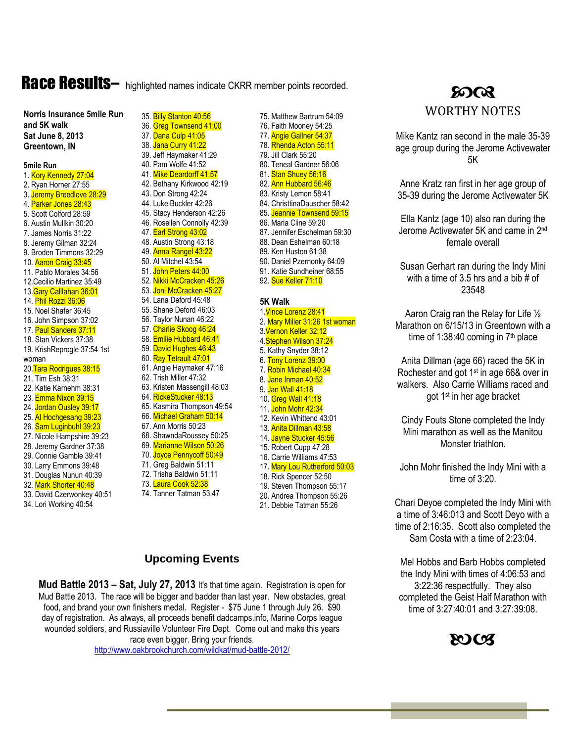# Race Results– highlighted names indicate CKRR member points recorded.

**Norris Insurance 5mile Run and 5K walk**
**Sat June 8, 2013**
**Greentown, IN**

**5mile Run**

1. Kory Kennedy 27:04
2. Ryan Horner 27:55
3. Jeremy Breedlove 28:29
4. Parker Jones 28:43
5. Scott Colford 28:59
6. Austin Mullkin 30:20
7. James Norris 31:22
8. Jeremy Gilman 32:24
9. Broden Timmons 32:29
10. Aaron Craig 33:45
11. Pablo Morales 34:56
12. Cecilio Martinez 35:49
13. Gary Calllahan 36:01
14. Phil Rozzi 36:06
15. Noel Shafer 36:45
16. John Simpson 37:02
17. Paul Sanders 37:11
18. Stan Vickers 37:38
19. KrishReprogle 37:54 1st woman
20. Tara Rodrigues 38:15
21. Tim Esh 38:31
22. Katie Karnehm 38:31
23. Emma Nixon 39:15
24. Jordan Ousley 39:17
25. Al Hochgesang 39:23
26. Sam Luginbuhl 39:23
27. Nicole Hampshire 39:23
28. Jeremy Gardner 37:38
29. Connie Gamble 39:41
30. Larry Emmons 39:48
31. Douglas Nunun 40:39
32. Mark Shorter 40:48
33. David Czerwonkey 40:51
34. Lori Working 40:54
35. Billy Stanton 40:56
36. Greg Townsend 41:00
37. Dana Culp 41:05
38. Jana Curry 41:22
39. Jeff Haymaker 41:29
40. Pam Wolfe 41:52
41. Mike Deardorff 41:57
42. Bethany Kirkwood 42:19
43. Don Strong 42:24
44. Luke Buckler 42:26
45. Stacy Henderson 42:26
46. Rosellen Connolly 42:39
47. Earl Strong 43:02
48. Austin Strong 43:18
49. Anna Rangel 43:22
50. Al Mitchel 43:54
51. John Peters 44:00
52. Nikki McCracken 45:26
53. Joni McCracken 45:27
54. Lana Deford 45:48
55. Shane Deford 46:03
56. Taylor Nunan 46:22
57. Charlie Skoog 46:24
58. Emilie Hubbard 46:41
59. David Hughes 46:43
60. Ray Tetrault 47:01
61. Angie Haymaker 47:16
62. Trish Miller 47:32
63. Kristen Massengill 48:03
64. RickeStucker 48:13
65. Kasmira Thompson 49:54
66. Michael Graham 50:14
67. Ann Morris 50:23
68. ShawndaRoussey 50:25
69. Marianne Wilson 50:26
70. Joyce Pennycoff 50:49
71. Greg Baldwin 51:11
72. Trisha Baldwin 51:11
73. Laura Cook 52:38
74. Tanner Tatman 53:47
75. Matthew Bartrum 54:09
76. Faith Mooney 54:25
77. Angie Gallner 54:37
78. Rhenda Acton 55:11
79. Jill Clark 55:20
80. Teneal Gardner 56:06
81. Stan Shuey 56:16
82. Ann Hubbard 56:46
83. Kristy Lemon 58:41
84. ChristtinaDauscher 58:42
85. Jeannie Townsend 59:15
86. Maria Cline 59:20
87. Jennifer Eschelman 59:30
88. Dean Eshelman 60:18
89. Ken Huston 61:38
90. Daniel Pzernonky 64:09
91. Katie Sundheiner 68:55
92. Sue Keller 71:10

**5K Walk**

1. Vince Lorenz 28:41
2. Mary Miller 31:26 1st woman
3. Vernon Keller 32:12
4. Stephen Wilson 37:24
5. Kathy Snyder 38:12
6. Tony Lorenz 39:00
7. Robin Michael 40:34
8. Jane Inman 40:52
9. Jan Wall 41:18
10. Greg Wall 41:18
11. John Mohr 42:34
12. Kevin Whittend 43:01
13. Anita Dillman 43:58
14. Jayne Stucker 45:56
15. Robert Cupp 47:28
16. Carrie Williams 47:53
17. Mary Lou Rutherford 50:03
18. Rick Spencer 52:50
19. Steven Thompson 55:17
20. Andrea Thompson 55:26
21. Debbie Tatman 55:26

## Upcoming Events

**Mud Battle 2013 – Sat, July 27, 2013** It's that time again. Registration is open for Mud Battle 2013. The race will be bigger and badder than last year. New obstacles, great food, and brand your own finishers medal. Register - $75 June 1 through July 26. $90 day of registration. As always, all proceeds benefit dadcamps.info, Marine Corps league wounded soldiers, and Russiaville Volunteer Fire Dept. Come out and make this years race even bigger. Bring your friends.
http://www.oakbrookchurch.com/wildkat/mud-battle-2012/

## WORTHY NOTES

Mike Kantz ran second in the male 35-39 age group during the Jerome Activewater 5K

Anne Kratz ran first in her age group of 35-39 during the Jerome Activewater 5K

Ella Kantz (age 10) also ran during the Jerome Activewater 5K and came in 2nd female overall

Susan Gerhart ran during the Indy Mini with a time of 3.5 hrs and a bib # of 23548

Aaron Craig ran the Relay for Life ½ Marathon on 6/15/13 in Greentown with a time of 1:38:40 coming in 7th place

Anita Dillman (age 66) raced the 5K in Rochester and got 1st in age 66& over in walkers. Also Carrie Williams raced and got 1st in her age bracket

Cindy Fouts Stone completed the Indy Mini marathon as well as the Manitou Monster triathlon.

John Mohr finished the Indy Mini with a time of 3:20.

Chari Deyoe completed the Indy Mini with a time of 3:46:013 and Scott Deyo with a time of 2:16:35. Scott also completed the Sam Costa with a time of 2:23:04.

Mel Hobbs and Barb Hobbs completed the Indy Mini with times of 4:06:53 and 3:22:36 respectfully. They also completed the Geist Half Marathon with time of 3:27:40:01 and 3:27:39:08.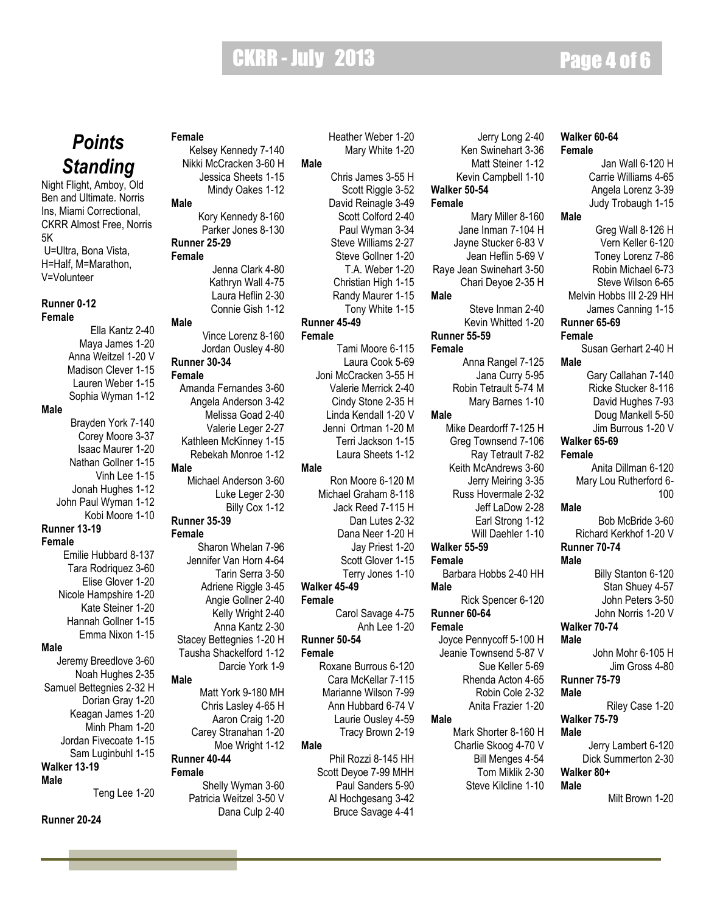# *Points Standing*

Night Flight, Amboy, Old Ben and Ultimate. Norris Ins, Miami Correctional, CKRR Almost Free, Norris 5K
U=Ultra, Bona Vista, H=Half, M=Marathon, V=Volunteer

**Runner 0-12**
**Female**
Ella Kantz 2-40
Maya James 1-20
Anna Weitzel 1-20 V
Madison Clever 1-15
Lauren Weber 1-15
Sophia Wyman 1-12

**Male**
Brayden York 7-140
Corey Moore 3-37
Isaac Maurer 1-20
Nathan Gollner 1-15
Vinh Lee 1-15
Jonah Hughes 1-12
John Paul Wyman 1-12
Kobi Moore 1-10

**Runner 13-19**
**Female**
Emilie Hubbard 8-137
Tara Rodriquez 3-60
Elise Glover 1-20
Nicole Hampshire 1-20
Kate Steiner 1-20
Hannah Gollner 1-15
Emma Nixon 1-15

**Male**
Jeremy Breedlove 3-60
Noah Hughes 2-35
Samuel Bettegnies 2-32 H
Dorian Gray 1-20
Keagan James 1-20
Minh Pham 1-20
Jordan Fivecoate 1-15
Sam Luginbuhl 1-15

**Walker 13-19**
**Male**
Teng Lee 1-20

**Runner 20-24**
**Female**
Kelsey Kennedy 7-140
Nikki McCracken 3-60 H
Jessica Sheets 1-15
Mindy Oakes 1-12

**Male**
Kory Kennedy 8-160
Parker Jones 8-130

**Runner 25-29**
**Female**
Jenna Clark 4-80
Kathryn Wall 4-75
Laura Heflin 2-30
Connie Gish 1-12

**Male**
Vince Lorenz 8-160
Jordan Ousley 4-80

**Runner 30-34**
**Female**
Amanda Fernandes 3-60
Angela Anderson 3-42
Melissa Goad 2-40
Valerie Leger 2-27
Kathleen McKinney 1-15
Rebekah Monroe 1-12

**Male**
Michael Anderson 3-60
Luke Leger 2-30
Billy Cox 1-12

**Runner 35-39**
**Female**
Sharon Whelan 7-96
Jennifer Van Horn 4-64
Tarin Serra 3-50
Adriene Riggle 3-45
Angie Gollner 2-40
Kelly Wright 2-40
Anna Kantz 2-30
Stacey Bettegnies 1-20 H
Tausha Shackelford 1-12
Darcie York 1-9

**Male**
Matt York 9-180 MH
Chris Lasley 4-65 H
Aaron Craig 1-20
Carey Stranahan 1-20
Moe Wright 1-12

**Runner 40-44**
**Female**
Shelly Wyman 3-60
Patricia Weitzel 3-50 V
Dana Culp 2-40
Heather Weber 1-20
Mary White 1-20

**Male**
Chris James 3-55 H
Scott Riggle 3-52
David Reinagle 3-49
Scott Colford 2-40
Paul Wyman 3-34
Steve Williams 2-27
Steve Gollner 1-20
T.A. Weber 1-20
Christian High 1-15
Randy Maurer 1-15
Tony White 1-15

**Runner 45-49**
**Female**
Tami Moore 6-115
Laura Cook 5-69
Joni McCracken 3-55 H
Valerie Merrick 2-40
Cindy Stone 2-35 H
Linda Kendall 1-20 V
Jenni Ortman 1-20 M
Terri Jackson 1-15
Laura Sheets 1-12

**Male**
Ron Moore 6-120 M
Michael Graham 8-118
Jack Reed 7-115 H
Dan Lutes 2-32
Dana Neer 1-20 H
Jay Priest 1-20
Scott Glover 1-15
Terry Jones 1-10

**Walker 45-49**
**Female**
Carol Savage 4-75
Anh Lee 1-20

**Runner 50-54**
**Female**
Roxane Burrous 6-120
Cara McKellar 7-115
Marianne Wilson 7-99
Ann Hubbard 6-74 V
Laurie Ousley 4-59
Tracy Brown 2-19

**Male**
Phil Rozzi 8-145 HH
Scott Deyoe 7-99 MHH
Paul Sanders 5-90
Al Hochgesang 3-42
Bruce Savage 4-41
Jerry Long 2-40
Ken Swinehart 3-36
Matt Steiner 1-12
Kevin Campbell 1-10

**Walker 50-54**
**Female**
Mary Miller 8-160
Jane Inman 7-104 H
Jayne Stucker 6-83 V
Jean Heflin 5-69 V
Raye Jean Swinehart 3-50
Chari Deyoe 2-35 H

**Male**
Steve Inman 2-40
Kevin Whitted 1-20

**Runner 55-59**
**Female**
Anna Rangel 7-125
Jana Curry 5-95
Robin Tetrault 5-74 M
Mary Barnes 1-10

**Male**
Mike Deardorff 7-125 H
Greg Townsend 7-106
Ray Tetrault 7-82
Keith McAndrews 3-60
Jerry Meiring 3-35
Russ Hovermale 2-32
Jeff LaDow 2-28
Earl Strong 1-12
Will Daehler 1-10

**Walker 55-59**
**Female**
Barbara Hobbs 2-40 HH

**Male**
Rick Spencer 6-120

**Runner 60-64**
**Female**
Joyce Pennycoff 5-100 H
Jeanie Townsend 5-87 V
Sue Keller 5-69
Rhenda Acton 4-65
Robin Cole 2-32
Anita Frazier 1-20

**Male**
Mark Shorter 8-160 H
Charlie Skoog 4-70 V
Bill Menges 4-54
Tom Miklik 2-30
Steve Kilcline 1-10

**Walker 60-64**
**Female**
Jan Wall 6-120 H
Carrie Williams 4-65
Angela Lorenz 3-39
Judy Trobaugh 1-15

**Male**
Greg Wall 8-126 H
Vern Keller 6-120
Toney Lorenz 7-86
Robin Michael 6-73
Steve Wilson 6-65
Melvin Hobbs III 2-29 HH
James Canning 1-15

**Runner 65-69**
**Female**
Susan Gerhart 2-40 H

**Male**
Gary Callahan 7-140
Ricke Stucker 8-116
David Hughes 7-93
Doug Mankell 5-50
Jim Burrous 1-20 V

**Walker 65-69**
**Female**
Anita Dillman 6-120
Mary Lou Rutherford 6-100

**Male**
Bob McBride 3-60
Richard Kerkhof 1-20 V

**Runner 70-74**
**Male**
Billy Stanton 6-120
Stan Shuey 4-57
John Peters 3-50
John Norris 1-20 V

**Walker 70-74**
**Male**
John Mohr 6-105 H
Jim Gross 4-80

**Runner 75-79**
**Male**
Riley Case 1-20

**Walker 75-79**
**Male**
Jerry Lambert 6-120
Dick Summerton 2-30

**Walker 80+**
**Male**
Milt Brown 1-20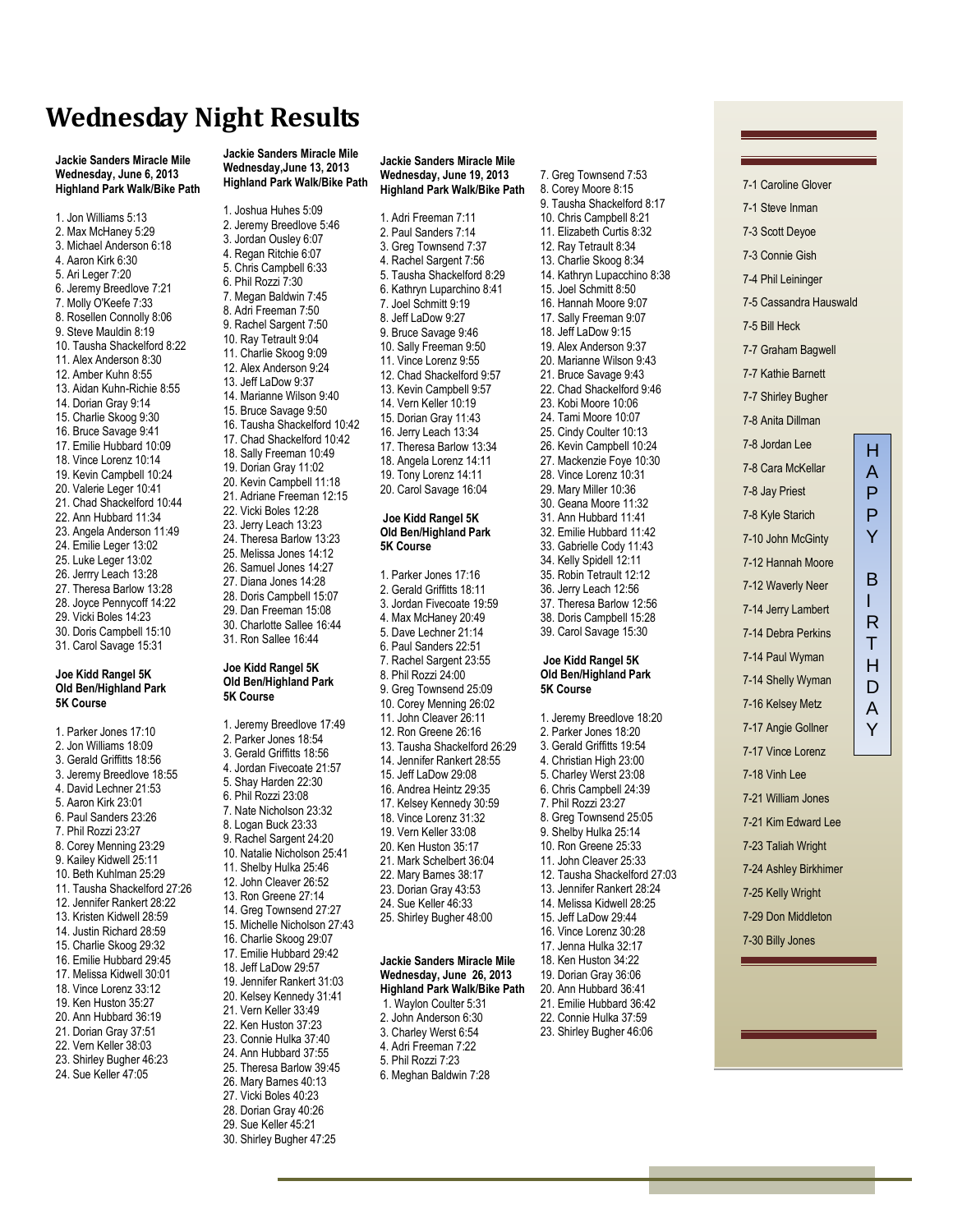# Wednesday Night Results

**Jackie Sanders Miracle Mile**
**Wednesday, June 6, 2013**
**Highland Park Walk/Bike Path**

1. Jon Williams 5:13
2. Max McHaney 5:29
3. Michael Anderson 6:18
4. Aaron Kirk 6:30
5. Ari Leger 7:20
6. Jeremy Breedlove 7:21
7. Molly O'Keefe 7:33
8. Rosellen Connolly 8:06
9. Steve Mauldin 8:19
10. Tausha Shackelford 8:22
11. Alex Anderson 8:30
12. Amber Kuhn 8:55
13. Aidan Kuhn-Richie 8:55
14. Dorian Gray 9:14
15. Charlie Skoog 9:30
16. Bruce Savage 9:41
17. Emilie Hubbard 10:09
18. Vince Lorenz 10:14
19. Kevin Campbell 10:24
20. Valerie Leger 10:41
21. Chad Shackelford 10:44
22. Ann Hubbard 11:34
23. Angela Anderson 11:49
24. Emilie Leger 13:02
25. Luke Leger 13:02
26. Jerrry Leach 13:28
27. Theresa Barlow 13:28
28. Joyce Pennycoff 14:22
29. Vicki Boles 14:23
30. Doris Campbell 15:10
31. Carol Savage 15:31

**Joe Kidd Rangel 5K**
**Old Ben/Highland Park**
**5K Course**

1. Parker Jones 17:10
2. Jon Williams 18:09
3. Gerald Griffitts 18:56
3. Jeremy Breedlove 18:55
4. David Lechner 21:53
5. Aaron Kirk 23:01
6. Paul Sanders 23:26
7. Phil Rozzi 23:27
8. Corey Menning 23:29
9. Kailey Kidwell 25:11
10. Beth Kuhlman 25:29
11. Tausha Shackelford 27:26
12. Jennifer Rankert 28:22
13. Kristen Kidwell 28:59
14. Justin Richard 28:59
15. Charlie Skoog 29:32
16. Emilie Hubbard 29:45
17. Melissa Kidwell 30:01
18. Vince Lorenz 33:12
19. Ken Huston 35:27
20. Ann Hubbard 36:19
21. Dorian Gray 37:51
22. Vern Keller 38:03
23. Shirley Bugher 46:23
24. Sue Keller 47:05

**Jackie Sanders Miracle Mile**
**Wednesday,June 13, 2013**
**Highland Park Walk/Bike Path**

1. Joshua Huhes 5:09
2. Jeremy Breedlove 5:46
3. Jordan Ousley 6:07
4. Regan Ritchie 6:07
5. Chris Campbell 6:33
6. Phil Rozzi 7:30
7. Megan Baldwin 7:45
8. Adri Freeman 7:50
9. Rachel Sargent 7:50
10. Ray Tetrault 9:04
11. Charlie Skoog 9:09
12. Alex Anderson 9:24
13. Jeff LaDow 9:37
14. Marianne Wilson 9:40
15. Bruce Savage 9:50
16. Tausha Shackelford 10:42
17. Chad Shackelford 10:42
18. Sally Freeman 10:49
19. Dorian Gray 11:02
20. Kevin Campbell 11:18
21. Adriane Freeman 12:15
22. Vicki Boles 12:28
23. Jerry Leach 13:23
24. Theresa Barlow 13:23
25. Melissa Jones 14:12
26. Samuel Jones 14:27
27. Diana Jones 14:28
28. Doris Campbell 15:07
29. Dan Freeman 15:08
30. Charlotte Sallee 16:44
31. Ron Sallee 16:44

**Joe Kidd Rangel 5K**
**Old Ben/Highland Park**
**5K Course**

1. Jeremy Breedlove 17:49
2. Parker Jones 18:54
3. Gerald Griffitts 18:56
4. Jordan Fivecoate 21:57
5. Shay Harden 22:30
6. Phil Rozzi 23:08
7. Nate Nicholson 23:32
8. Logan Buck 23:33
9. Rachel Sargent 24:20
10. Natalie Nicholson 25:41
11. Shelby Hulka 25:46
12. John Cleaver 26:52
13. Ron Greene 27:14
14. Greg Townsend 27:27
15. Michelle Nicholson 27:43
16. Charlie Skoog 29:07
17. Emilie Hubbard 29:42
18. Jeff LaDow 29:57
19. Jennifer Rankert 31:03
20. Kelsey Kennedy 31:41
21. Vern Keller 33:49
22. Ken Huston 37:23
23. Connie Hulka 37:40
24. Ann Hubbard 37:55
25. Theresa Barlow 39:45
26. Mary Barnes 40:13
27. Vicki Boles 40:23
28. Dorian Gray 40:26
29. Sue Keller 45:21
30. Shirley Bugher 47:25

**Jackie Sanders Miracle Mile**
**Wednesday, June 19, 2013**
**Highland Park Walk/Bike Path**

1. Adri Freeman 7:11
2. Paul Sanders 7:14
3. Greg Townsend 7:37
4. Rachel Sargent 7:56
5. Tausha Shackelford 8:29
6. Kathryn Luparchino 8:41
7. Joel Schmitt 9:19
8. Jeff LaDow 9:27
9. Bruce Savage 9:46
10. Sally Freeman 9:50
11. Vince Lorenz 9:55
12. Chad Shackelford 9:57
13. Kevin Campbell 9:57
14. Vern Keller 10:19
15. Dorian Gray 11:43
16. Jerry Leach 13:34
17. Theresa Barlow 13:34
18. Angela Lorenz 14:11
19. Tony Lorenz 14:11
20. Carol Savage 16:04

**Joe Kidd Rangel 5K**
**Old Ben/Highland Park**
**5K Course**

1. Parker Jones 17:16
2. Gerald Griffitts 18:11
3. Jordan Fivecoate 19:59
4. Max McHaney 20:49
5. Dave Lechner 21:14
6. Paul Sanders 22:51
7. Rachel Sargent 23:55
8. Phil Rozzi 24:00
9. Greg Townsend 25:09
10. Corey Menning 26:02
11. John Cleaver 26:11
12. Ron Greene 26:16
13. Tausha Shackelford 26:29
14. Jennifer Rankert 28:55
15. Jeff LaDow 29:08
16. Andrea Heintz 29:35
17. Kelsey Kennedy 30:59
18. Vince Lorenz 31:32
19. Vern Keller 33:08
20. Ken Huston 35:17
21. Mark Schelbert 36:04
22. Mary Barnes 38:17
23. Dorian Gray 43:53
24. Sue Keller 46:33
25. Shirley Bugher 48:00

**Jackie Sanders Miracle Mile**
**Wednesday, June 26, 2013**
**Highland Park Walk/Bike Path**

1. Waylon Coulter 5:31
2. John Anderson 6:30
3. Charley Werst 6:54
4. Adri Freeman 7:22
5. Phil Rozzi 7:23
6. Meghan Baldwin 7:28
7. Greg Townsend 7:53
8. Corey Moore 8:15
9. Tausha Shackelford 8:17
10. Chris Campbell 8:21
11. Elizabeth Curtis 8:32
12. Ray Tetrault 8:34
13. Charlie Skoog 8:34
14. Kathryn Lupacchino 8:38
15. Joel Schmitt 8:50
16. Hannah Moore 9:07
17. Sally Freeman 9:07
18. Jeff LaDow 9:15
19. Alex Anderson 9:37
20. Marianne Wilson 9:43
21. Bruce Savage 9:43
22. Chad Shackelford 9:46
23. Kobi Moore 10:06
24. Tami Moore 10:07
25. Cindy Coulter 10:13
26. Kevin Campbell 10:24
27. Mackenzie Foye 10:30
28. Vince Lorenz 10:31
29. Mary Miller 10:36
30. Geana Moore 11:32
31. Ann Hubbard 11:41
32. Emilie Hubbard 11:42
33. Gabrielle Cody 11:43
34. Kelly Spidell 12:11
35. Robin Tetrault 12:12
36. Jerry Leach 12:56
37. Theresa Barlow 12:56
38. Doris Campbell 15:28
39. Carol Savage 15:30

**Joe Kidd Rangel 5K**
**Old Ben/Highland Park**
**5K Course**

1. Jeremy Breedlove 18:20
2. Parker Jones 18:20
3. Gerald Griffitts 19:54
4. Christian High 23:00
5. Charley Werst 23:08
6. Chris Campbell 24:39
7. Phil Rozzi 23:27
8. Greg Townsend 25:05
9. Shelby Hulka 25:14
10. Ron Greene 25:33
11. John Cleaver 25:33
12. Tausha Shackelford 27:03
13. Jennifer Rankert 28:24
14. Melissa Kidwell 28:25
15. Jeff LaDow 29:44
16. Vince Lorenz 30:28
17. Jenna Hulka 32:17
18. Ken Huston 34:22
19. Dorian Gray 36:06
20. Ann Hubbard 36:41
21. Emilie Hubbard 36:42
22. Connie Hulka 37:59
23. Shirley Bugher 46:06

**HAPPY BIRTHDAY**

7-1 Caroline Glover
7-1 Steve Inman
7-3 Scott Deyoe
7-3 Connie Gish
7-4 Phil Leininger
7-5 Cassandra Hauswald
7-5 Bill Heck
7-7 Graham Bagwell
7-7 Kathie Barnett
7-7 Shirley Bugher
7-8 Anita Dillman
7-8 Jordan Lee
7-8 Cara McKellar
7-8 Jay Priest
7-8 Kyle Starich
7-10 John McGinty
7-12 Hannah Moore
7-12 Waverly Neer
7-14 Jerry Lambert
7-14 Debra Perkins
7-14 Paul Wyman
7-14 Shelly Wyman
7-16 Kelsey Metz
7-17 Angie Gollner
7-17 Vince Lorenz
7-18 Vinh Lee
7-21 William Jones
7-21 Kim Edward Lee
7-23 Taliah Wright
7-24 Ashley Birkhimer
7-25 Kelly Wright
7-29 Don Middleton
7-30 Billy Jones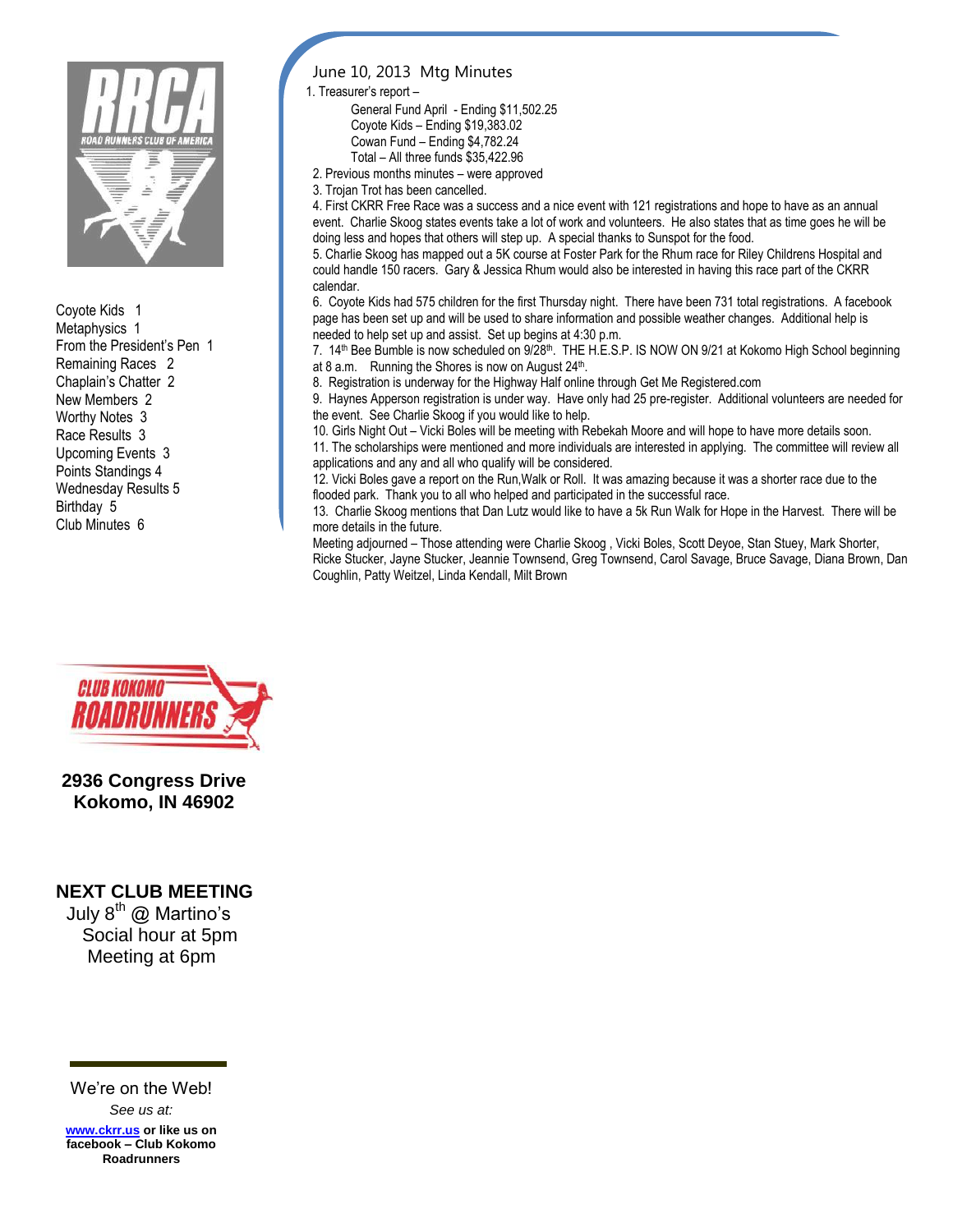Coyote Kids 1
Metaphysics 1
From the President's Pen 1
Remaining Races 2
Chaplain's Chatter 2
New Members 2
Worthy Notes 3
Race Results 3
Upcoming Events 3
Points Standings 4
Wednesday Results 5
Birthday 5
Club Minutes 6

**2936 Congress Drive**
**Kokomo, IN 46902**

**NEXT CLUB MEETING**

July 8th @ Martino's
Social hour at 5pm
Meeting at 6pm

We're on the Web!

*See us at:*

**www.ckrr.us or like us on facebook – Club Kokomo Roadrunners**

## June 10, 2013 Mtg Minutes

1. Treasurer's report –
   - General Fund April - Ending $11,502.25
   - Coyote Kids – Ending $19,383.02
   - Cowan Fund – Ending $4,782.24
   - Total – All three funds $35,422.96
2. Previous months minutes – were approved
3. Trojan Trot has been cancelled.
4. First CKRR Free Race was a success and a nice event with 121 registrations and hope to have as an annual event. Charlie Skoog states events take a lot of work and volunteers. He also states that as time goes he will be doing less and hopes that others will step up. A special thanks to Sunspot for the food.
5. Charlie Skoog has mapped out a 5K course at Foster Park for the Rhum race for Riley Childrens Hospital and could handle 150 racers. Gary & Jessica Rhum would also be interested in having this race part of the CKRR calendar.
6. Coyote Kids had 575 children for the first Thursday night. There have been 731 total registrations. A facebook page has been set up and will be used to share information and possible weather changes. Additional help is needed to help set up and assist. Set up begins at 4:30 p.m.
7. 14th Bee Bumble is now scheduled on 9/28th. THE H.E.S.P. IS NOW ON 9/21 at Kokomo High School beginning at 8 a.m. Running the Shores is now on August 24th.
8. Registration is underway for the Highway Half online through Get Me Registered.com
9. Haynes Apperson registration is under way. Have only had 25 pre-register. Additional volunteers are needed for the event. See Charlie Skoog if you would like to help.
10. Girls Night Out – Vicki Boles will be meeting with Rebekah Moore and will hope to have more details soon.
11. The scholarships were mentioned and more individuals are interested in applying. The committee will review all applications and any and all who qualify will be considered.
12. Vicki Boles gave a report on the Run,Walk or Roll. It was amazing because it was a shorter race due to the flooded park. Thank you to all who helped and participated in the successful race.
13. Charlie Skoog mentions that Dan Lutz would like to have a 5k Run Walk for Hope in the Harvest. There will be more details in the future.

Meeting adjourned – Those attending were Charlie Skoog , Vicki Boles, Scott Deyoe, Stan Stuey, Mark Shorter, Ricke Stucker, Jayne Stucker, Jeannie Townsend, Greg Townsend, Carol Savage, Bruce Savage, Diana Brown, Dan Coughlin, Patty Weitzel, Linda Kendall, Milt Brown